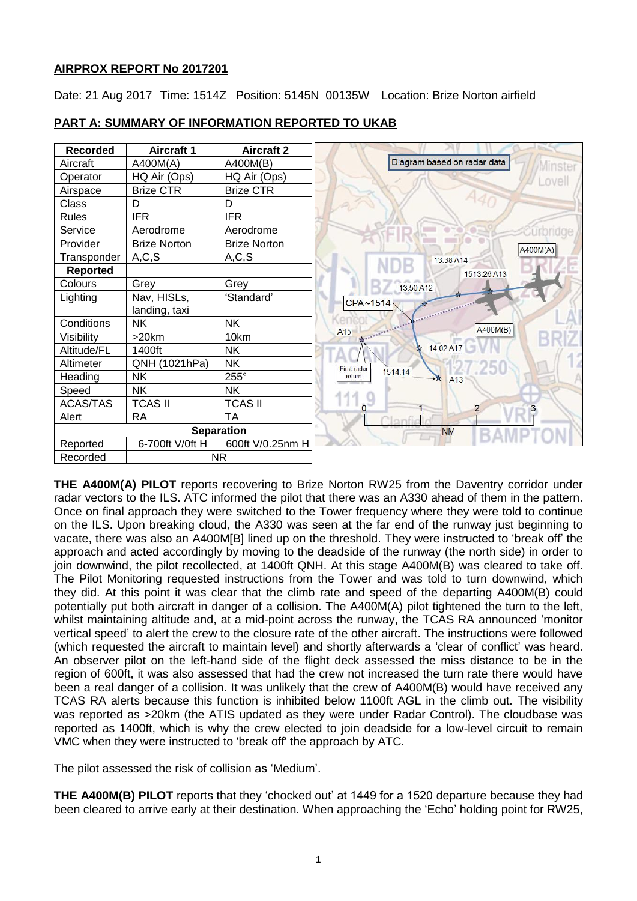## AIRPROX REPORT No 2017201

Date: 21 Aug 2017 Time: 1514Z Position: 5145N 00135W Location: Brize Norton airfield

### PART A: SUMMARY OF INFORMATION REPORTED TO UKAB

| Recorded | Aircraft 1 | Aircraft 2 |
|---|---|---|
| Aircraft | A400M(A) | A400M(B) |
| Operator | HQ Air (Ops) | HQ Air (Ops) |
| Airspace | Brize CTR | Brize CTR |
| Class | D | D |
| Rules | IFR | IFR |
| Service | Aerodrome | Aerodrome |
| Provider | Brize Norton | Brize Norton |
| Transponder | A,C,S | A,C,S |
| **Reported** | | |
| Colours | Grey | Grey |
| Lighting | Nav, HISLs, landing, taxi | 'Standard' |
| Conditions | NK | NK |
| Visibility | >20km | 10km |
| Altitude/FL | 1400ft | NK |
| Altimeter | QNH (1021hPa) | NK |
| Heading | NK | 255° |
| Speed | NK | NK |
| ACAS/TAS | TCAS II | TCAS II |
| Alert | RA | TA |
| **Separation** | | |
| Reported | 6-700ft V/0ft H | 600ft V/0.25nm H |
| Recorded | NR | |

Diagram based on radar data

**THE A400M(A) PILOT** reports recovering to Brize Norton RW25 from the Daventry corridor under radar vectors to the ILS. ATC informed the pilot that there was an A330 ahead of them in the pattern. Once on final approach they were switched to the Tower frequency where they were told to continue on the ILS. Upon breaking cloud, the A330 was seen at the far end of the runway just beginning to vacate, there was also an A400M[B] lined up on the threshold. They were instructed to 'break off' the approach and acted accordingly by moving to the deadside of the runway (the north side) in order to join downwind, the pilot recollected, at 1400ft QNH. At this stage A400M(B) was cleared to take off. The Pilot Monitoring requested instructions from the Tower and was told to turn downwind, which they did. At this point it was clear that the climb rate and speed of the departing A400M(B) could potentially put both aircraft in danger of a collision. The A400M(A) pilot tightened the turn to the left, whilst maintaining altitude and, at a mid-point across the runway, the TCAS RA announced 'monitor vertical speed' to alert the crew to the closure rate of the other aircraft. The instructions were followed (which requested the aircraft to maintain level) and shortly afterwards a 'clear of conflict' was heard. An observer pilot on the left-hand side of the flight deck assessed the miss distance to be in the region of 600ft, it was also assessed that had the crew not increased the turn rate there would have been a real danger of a collision. It was unlikely that the crew of A400M(B) would have received any TCAS RA alerts because this function is inhibited below 1100ft AGL in the climb out. The visibility was reported as >20km (the ATIS updated as they were under Radar Control). The cloudbase was reported as 1400ft, which is why the crew elected to join deadside for a low-level circuit to remain VMC when they were instructed to 'break off' the approach by ATC.

The pilot assessed the risk of collision as 'Medium'.

**THE A400M(B) PILOT** reports that they 'chocked out' at 1449 for a 1520 departure because they had been cleared to arrive early at their destination. When approaching the 'Echo' holding point for RW25,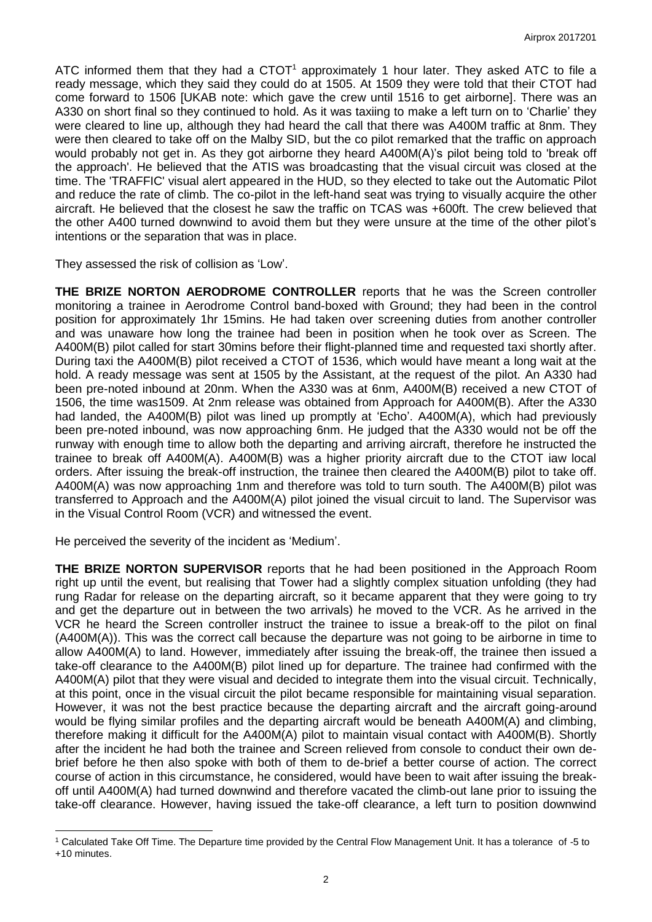ATC informed them that they had a CTOT[1] approximately 1 hour later. They asked ATC to file a ready message, which they said they could do at 1505. At 1509 they were told that their CTOT had come forward to 1506 [UKAB note: which gave the crew until 1516 to get airborne]. There was an A330 on short final so they continued to hold. As it was taxiing to make a left turn on to 'Charlie' they were cleared to line up, although they had heard the call that there was A400M traffic at 8nm. They were then cleared to take off on the Malby SID, but the co pilot remarked that the traffic on approach would probably not get in. As they got airborne they heard A400M(A)'s pilot being told to 'break off the approach'. He believed that the ATIS was broadcasting that the visual circuit was closed at the time. The 'TRAFFIC' visual alert appeared in the HUD, so they elected to take out the Automatic Pilot and reduce the rate of climb. The co-pilot in the left-hand seat was trying to visually acquire the other aircraft. He believed that the closest he saw the traffic on TCAS was +600ft. The crew believed that the other A400 turned downwind to avoid them but they were unsure at the time of the other pilot's intentions or the separation that was in place.

They assessed the risk of collision as 'Low'.

**THE BRIZE NORTON AERODROME CONTROLLER** reports that he was the Screen controller monitoring a trainee in Aerodrome Control band-boxed with Ground; they had been in the control position for approximately 1hr 15mins. He had taken over screening duties from another controller and was unaware how long the trainee had been in position when he took over as Screen. The A400M(B) pilot called for start 30mins before their flight-planned time and requested taxi shortly after. During taxi the A400M(B) pilot received a CTOT of 1536, which would have meant a long wait at the hold. A ready message was sent at 1505 by the Assistant, at the request of the pilot. An A330 had been pre-noted inbound at 20nm. When the A330 was at 6nm, A400M(B) received a new CTOT of 1506, the time was1509. At 2nm release was obtained from Approach for A400M(B). After the A330 had landed, the A400M(B) pilot was lined up promptly at 'Echo'. A400M(A), which had previously been pre-noted inbound, was now approaching 6nm. He judged that the A330 would not be off the runway with enough time to allow both the departing and arriving aircraft, therefore he instructed the trainee to break off A400M(A). A400M(B) was a higher priority aircraft due to the CTOT iaw local orders. After issuing the break-off instruction, the trainee then cleared the A400M(B) pilot to take off. A400M(A) was now approaching 1nm and therefore was told to turn south. The A400M(B) pilot was transferred to Approach and the A400M(A) pilot joined the visual circuit to land. The Supervisor was in the Visual Control Room (VCR) and witnessed the event.

He perceived the severity of the incident as 'Medium'.

**THE BRIZE NORTON SUPERVISOR** reports that he had been positioned in the Approach Room right up until the event, but realising that Tower had a slightly complex situation unfolding (they had rung Radar for release on the departing aircraft, so it became apparent that they were going to try and get the departure out in between the two arrivals) he moved to the VCR. As he arrived in the VCR he heard the Screen controller instruct the trainee to issue a break-off to the pilot on final (A400M(A)). This was the correct call because the departure was not going to be airborne in time to allow A400M(A) to land. However, immediately after issuing the break-off, the trainee then issued a take-off clearance to the A400M(B) pilot lined up for departure. The trainee had confirmed with the A400M(A) pilot that they were visual and decided to integrate them into the visual circuit. Technically, at this point, once in the visual circuit the pilot became responsible for maintaining visual separation. However, it was not the best practice because the departing aircraft and the aircraft going-around would be flying similar profiles and the departing aircraft would be beneath A400M(A) and climbing, therefore making it difficult for the A400M(A) pilot to maintain visual contact with A400M(B). Shortly after the incident he had both the trainee and Screen relieved from console to conduct their own de-brief before he then also spoke with both of them to de-brief a better course of action. The correct course of action in this circumstance, he considered, would have been to wait after issuing the break-off until A400M(A) had turned downwind and therefore vacated the climb-out lane prior to issuing the take-off clearance. However, having issued the take-off clearance, a left turn to position downwind

[1] Calculated Take Off Time. The Departure time provided by the Central Flow Management Unit. It has a tolerance of -5 to +10 minutes.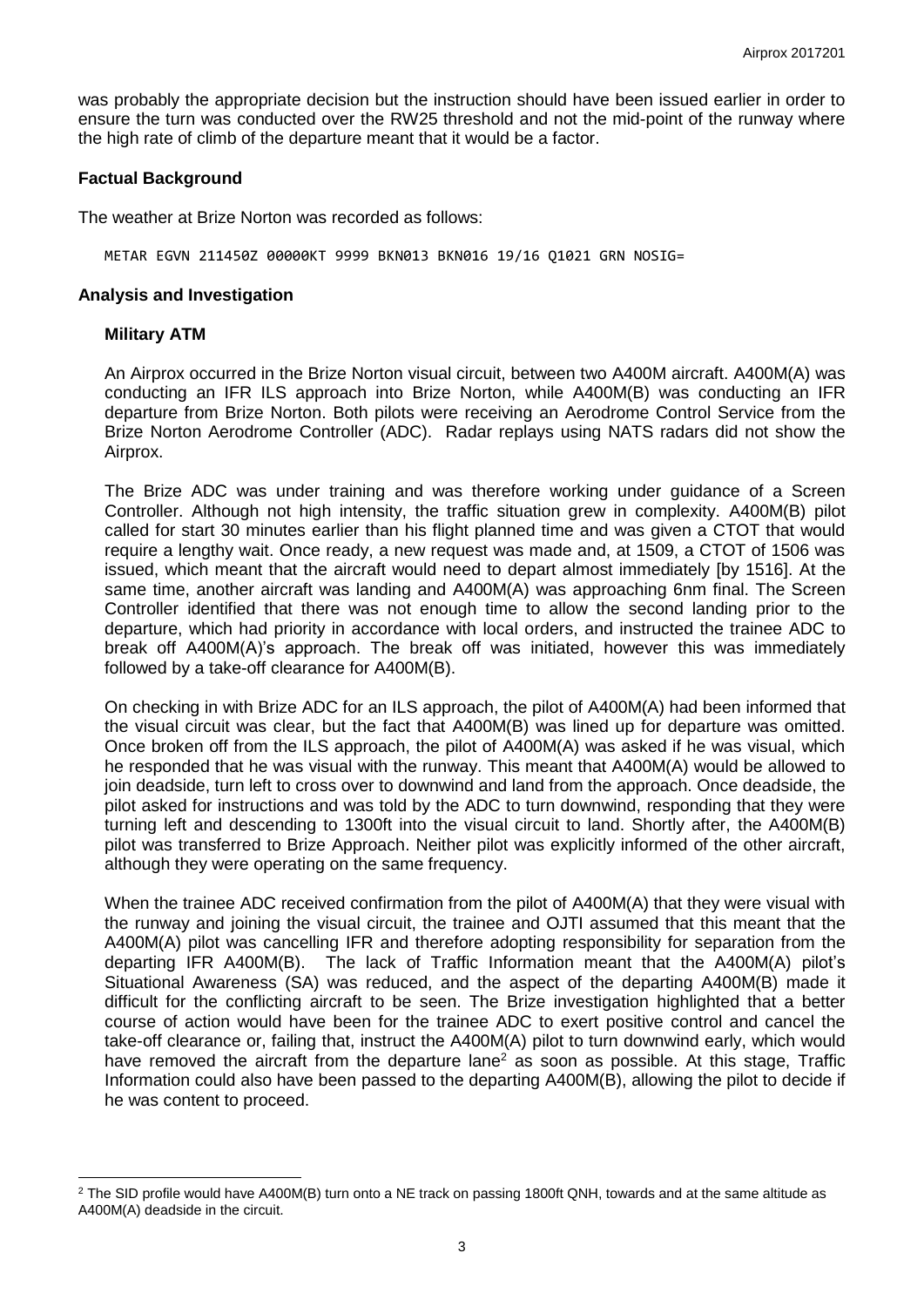was probably the appropriate decision but the instruction should have been issued earlier in order to ensure the turn was conducted over the RW25 threshold and not the mid-point of the runway where the high rate of climb of the departure meant that it would be a factor.

## Factual Background

The weather at Brize Norton was recorded as follows:

```
METAR EGVN 211450Z 00000KT 9999 BKN013 BKN016 19/16 Q1021 GRN NOSIG=
```

## Analysis and Investigation

### Military ATM

An Airprox occurred in the Brize Norton visual circuit, between two A400M aircraft. A400M(A) was conducting an IFR ILS approach into Brize Norton, while A400M(B) was conducting an IFR departure from Brize Norton. Both pilots were receiving an Aerodrome Control Service from the Brize Norton Aerodrome Controller (ADC). Radar replays using NATS radars did not show the Airprox.

The Brize ADC was under training and was therefore working under guidance of a Screen Controller. Although not high intensity, the traffic situation grew in complexity. A400M(B) pilot called for start 30 minutes earlier than his flight planned time and was given a CTOT that would require a lengthy wait. Once ready, a new request was made and, at 1509, a CTOT of 1506 was issued, which meant that the aircraft would need to depart almost immediately [by 1516]. At the same time, another aircraft was landing and A400M(A) was approaching 6nm final. The Screen Controller identified that there was not enough time to allow the second landing prior to the departure, which had priority in accordance with local orders, and instructed the trainee ADC to break off A400M(A)'s approach. The break off was initiated, however this was immediately followed by a take-off clearance for A400M(B).

On checking in with Brize ADC for an ILS approach, the pilot of A400M(A) had been informed that the visual circuit was clear, but the fact that A400M(B) was lined up for departure was omitted. Once broken off from the ILS approach, the pilot of A400M(A) was asked if he was visual, which he responded that he was visual with the runway. This meant that A400M(A) would be allowed to join deadside, turn left to cross over to downwind and land from the approach. Once deadside, the pilot asked for instructions and was told by the ADC to turn downwind, responding that they were turning left and descending to 1300ft into the visual circuit to land. Shortly after, the A400M(B) pilot was transferred to Brize Approach. Neither pilot was explicitly informed of the other aircraft, although they were operating on the same frequency.

When the trainee ADC received confirmation from the pilot of A400M(A) that they were visual with the runway and joining the visual circuit, the trainee and OJTI assumed that this meant that the A400M(A) pilot was cancelling IFR and therefore adopting responsibility for separation from the departing IFR A400M(B). The lack of Traffic Information meant that the A400M(A) pilot's Situational Awareness (SA) was reduced, and the aspect of the departing A400M(B) made it difficult for the conflicting aircraft to be seen. The Brize investigation highlighted that a better course of action would have been for the trainee ADC to exert positive control and cancel the take-off clearance or, failing that, instruct the A400M(A) pilot to turn downwind early, which would have removed the aircraft from the departure lane[2] as soon as possible. At this stage, Traffic Information could also have been passed to the departing A400M(B), allowing the pilot to decide if he was content to proceed.

---

[2] The SID profile would have A400M(B) turn onto a NE track on passing 1800ft QNH, towards and at the same altitude as A400M(A) deadside in the circuit.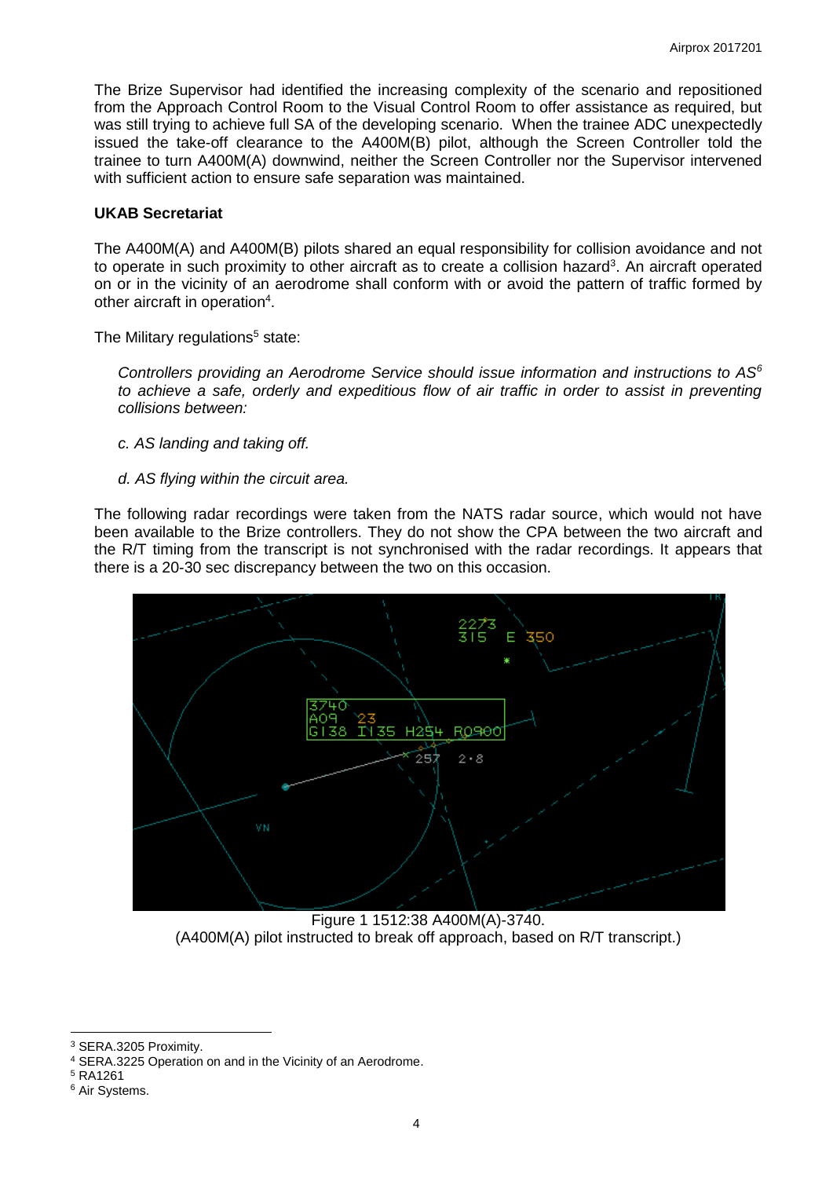The Brize Supervisor had identified the increasing complexity of the scenario and repositioned from the Approach Control Room to the Visual Control Room to offer assistance as required, but was still trying to achieve full SA of the developing scenario. When the trainee ADC unexpectedly issued the take-off clearance to the A400M(B) pilot, although the Screen Controller told the trainee to turn A400M(A) downwind, neither the Screen Controller nor the Supervisor intervened with sufficient action to ensure safe separation was maintained.

### UKAB Secretariat

The A400M(A) and A400M(B) pilots shared an equal responsibility for collision avoidance and not to operate in such proximity to other aircraft as to create a collision hazard[3]. An aircraft operated on or in the vicinity of an aerodrome shall conform with or avoid the pattern of traffic formed by other aircraft in operation[4].

The Military regulations[5] state:

*Controllers providing an Aerodrome Service should issue information and instructions to AS[6] to achieve a safe, orderly and expeditious flow of air traffic in order to assist in preventing collisions between:*

*c. AS landing and taking off.*

*d. AS flying within the circuit area.*

The following radar recordings were taken from the NATS radar source, which would not have been available to the Brize controllers. They do not show the CPA between the two aircraft and the R/T timing from the transcript is not synchronised with the radar recordings. It appears that there is a 20-30 sec discrepancy between the two on this occasion.

Figure 1 1512:38 A400M(A)-3740.
(A400M(A) pilot instructed to break off approach, based on R/T transcript.)

[3] SERA.3205 Proximity.
[4] SERA.3225 Operation on and in the Vicinity of an Aerodrome.
[5] RA1261
[6] Air Systems.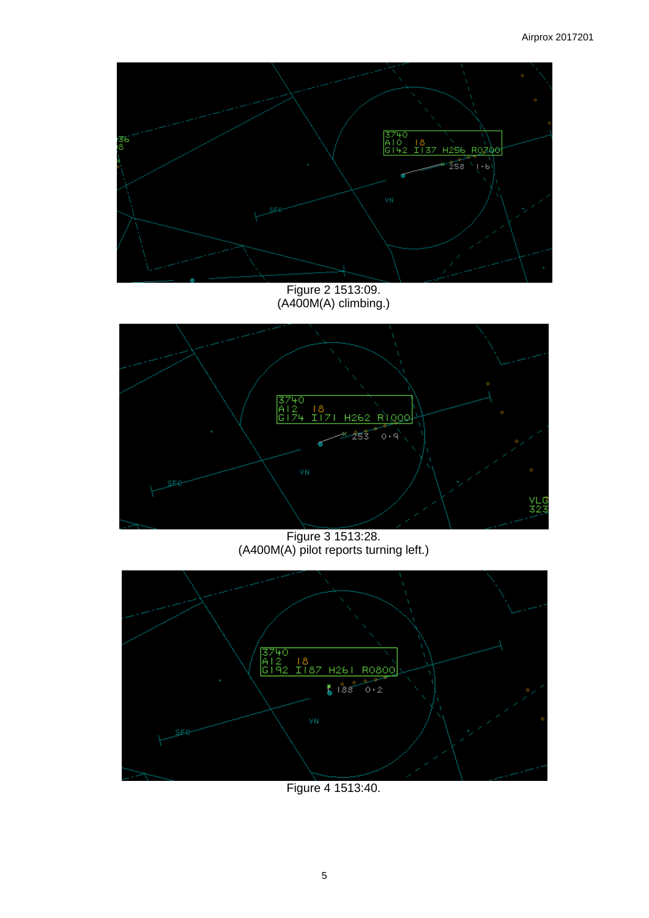Figure 2 1513:09.
(A400M(A) climbing.)

Figure 3 1513:28.
(A400M(A) pilot reports turning left.)

Figure 4 1513:40.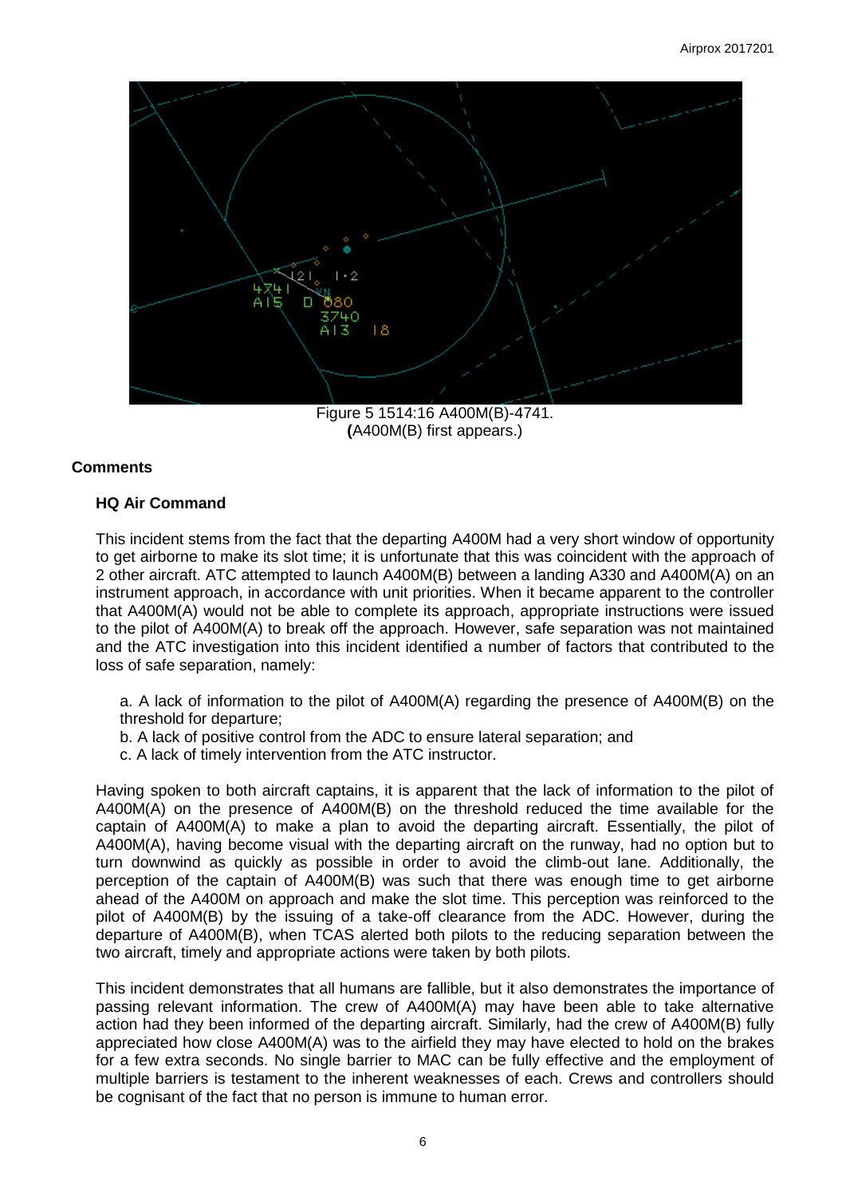Figure 5 1514:16 A400M(B)-4741.
(A400M(B) first appears.)

## Comments

### HQ Air Command

This incident stems from the fact that the departing A400M had a very short window of opportunity to get airborne to make its slot time; it is unfortunate that this was coincident with the approach of 2 other aircraft. ATC attempted to launch A400M(B) between a landing A330 and A400M(A) on an instrument approach, in accordance with unit priorities. When it became apparent to the controller that A400M(A) would not be able to complete its approach, appropriate instructions were issued to the pilot of A400M(A) to break off the approach. However, safe separation was not maintained and the ATC investigation into this incident identified a number of factors that contributed to the loss of safe separation, namely:

a. A lack of information to the pilot of A400M(A) regarding the presence of A400M(B) on the threshold for departure;
b. A lack of positive control from the ADC to ensure lateral separation; and
c. A lack of timely intervention from the ATC instructor.

Having spoken to both aircraft captains, it is apparent that the lack of information to the pilot of A400M(A) on the presence of A400M(B) on the threshold reduced the time available for the captain of A400M(A) to make a plan to avoid the departing aircraft. Essentially, the pilot of A400M(A), having become visual with the departing aircraft on the runway, had no option but to turn downwind as quickly as possible in order to avoid the climb-out lane. Additionally, the perception of the captain of A400M(B) was such that there was enough time to get airborne ahead of the A400M on approach and make the slot time. This perception was reinforced to the pilot of A400M(B) by the issuing of a take-off clearance from the ADC. However, during the departure of A400M(B), when TCAS alerted both pilots to the reducing separation between the two aircraft, timely and appropriate actions were taken by both pilots.

This incident demonstrates that all humans are fallible, but it also demonstrates the importance of passing relevant information. The crew of A400M(A) may have been able to take alternative action had they been informed of the departing aircraft. Similarly, had the crew of A400M(B) fully appreciated how close A400M(A) was to the airfield they may have elected to hold on the brakes for a few extra seconds. No single barrier to MAC can be fully effective and the employment of multiple barriers is testament to the inherent weaknesses of each. Crews and controllers should be cognisant of the fact that no person is immune to human error.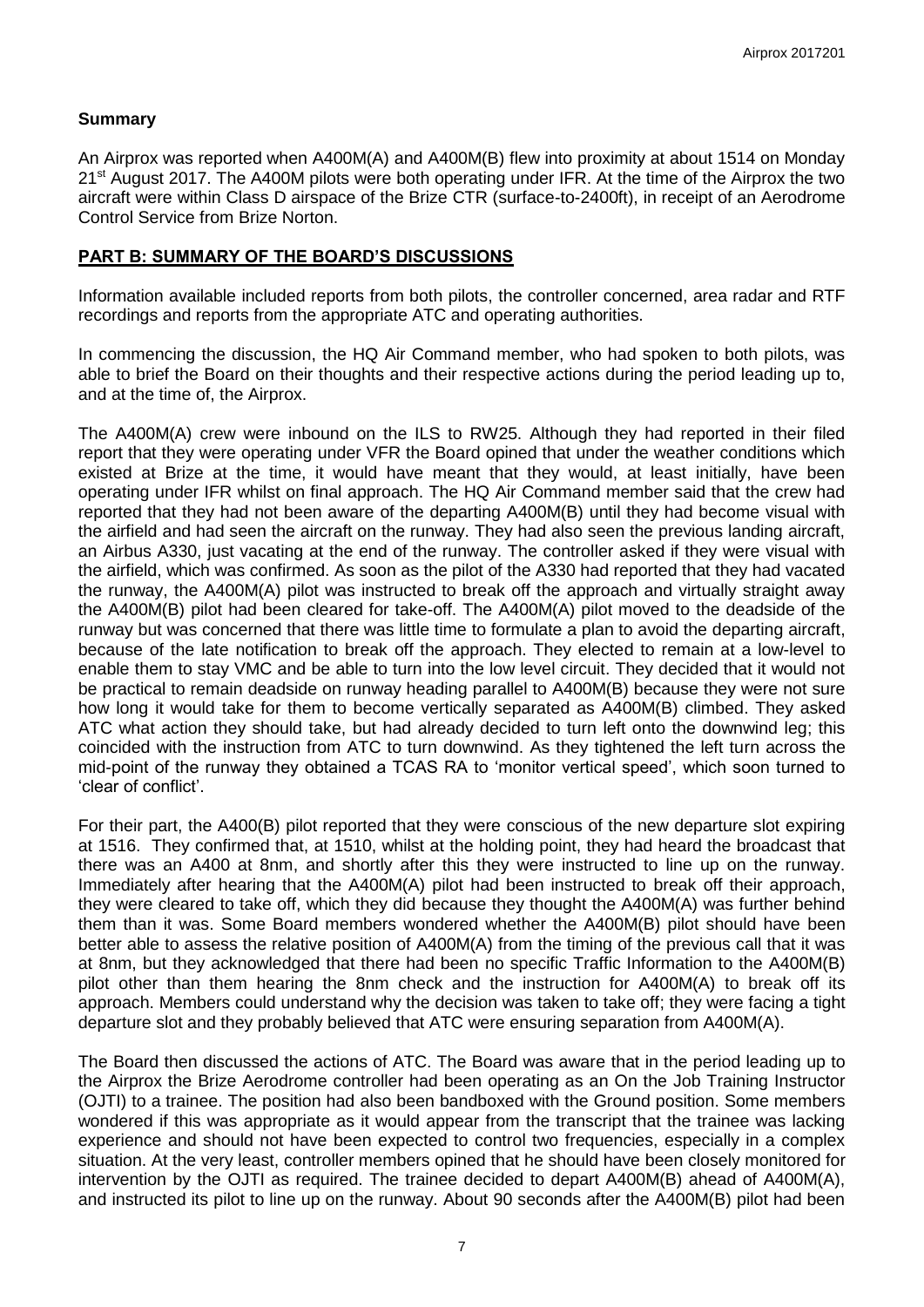## Summary

An Airprox was reported when A400M(A) and A400M(B) flew into proximity at about 1514 on Monday 21st August 2017. The A400M pilots were both operating under IFR. At the time of the Airprox the two aircraft were within Class D airspace of the Brize CTR (surface-to-2400ft), in receipt of an Aerodrome Control Service from Brize Norton.

## PART B: SUMMARY OF THE BOARD'S DISCUSSIONS

Information available included reports from both pilots, the controller concerned, area radar and RTF recordings and reports from the appropriate ATC and operating authorities.

In commencing the discussion, the HQ Air Command member, who had spoken to both pilots, was able to brief the Board on their thoughts and their respective actions during the period leading up to, and at the time of, the Airprox.

The A400M(A) crew were inbound on the ILS to RW25. Although they had reported in their filed report that they were operating under VFR the Board opined that under the weather conditions which existed at Brize at the time, it would have meant that they would, at least initially, have been operating under IFR whilst on final approach. The HQ Air Command member said that the crew had reported that they had not been aware of the departing A400M(B) until they had become visual with the airfield and had seen the aircraft on the runway. They had also seen the previous landing aircraft, an Airbus A330, just vacating at the end of the runway. The controller asked if they were visual with the airfield, which was confirmed. As soon as the pilot of the A330 had reported that they had vacated the runway, the A400M(A) pilot was instructed to break off the approach and virtually straight away the A400M(B) pilot had been cleared for take-off. The A400M(A) pilot moved to the deadside of the runway but was concerned that there was little time to formulate a plan to avoid the departing aircraft, because of the late notification to break off the approach. They elected to remain at a low-level to enable them to stay VMC and be able to turn into the low level circuit. They decided that it would not be practical to remain deadside on runway heading parallel to A400M(B) because they were not sure how long it would take for them to become vertically separated as A400M(B) climbed. They asked ATC what action they should take, but had already decided to turn left onto the downwind leg; this coincided with the instruction from ATC to turn downwind. As they tightened the left turn across the mid-point of the runway they obtained a TCAS RA to 'monitor vertical speed', which soon turned to 'clear of conflict'.

For their part, the A400(B) pilot reported that they were conscious of the new departure slot expiring at 1516. They confirmed that, at 1510, whilst at the holding point, they had heard the broadcast that there was an A400 at 8nm, and shortly after this they were instructed to line up on the runway. Immediately after hearing that the A400M(A) pilot had been instructed to break off their approach, they were cleared to take off, which they did because they thought the A400M(A) was further behind them than it was. Some Board members wondered whether the A400M(B) pilot should have been better able to assess the relative position of A400M(A) from the timing of the previous call that it was at 8nm, but they acknowledged that there had been no specific Traffic Information to the A400M(B) pilot other than them hearing the 8nm check and the instruction for A400M(A) to break off its approach. Members could understand why the decision was taken to take off; they were facing a tight departure slot and they probably believed that ATC were ensuring separation from A400M(A).

The Board then discussed the actions of ATC. The Board was aware that in the period leading up to the Airprox the Brize Aerodrome controller had been operating as an On the Job Training Instructor (OJTI) to a trainee. The position had also been bandboxed with the Ground position. Some members wondered if this was appropriate as it would appear from the transcript that the trainee was lacking experience and should not have been expected to control two frequencies, especially in a complex situation. At the very least, controller members opined that he should have been closely monitored for intervention by the OJTI as required. The trainee decided to depart A400M(B) ahead of A400M(A), and instructed its pilot to line up on the runway. About 90 seconds after the A400M(B) pilot had been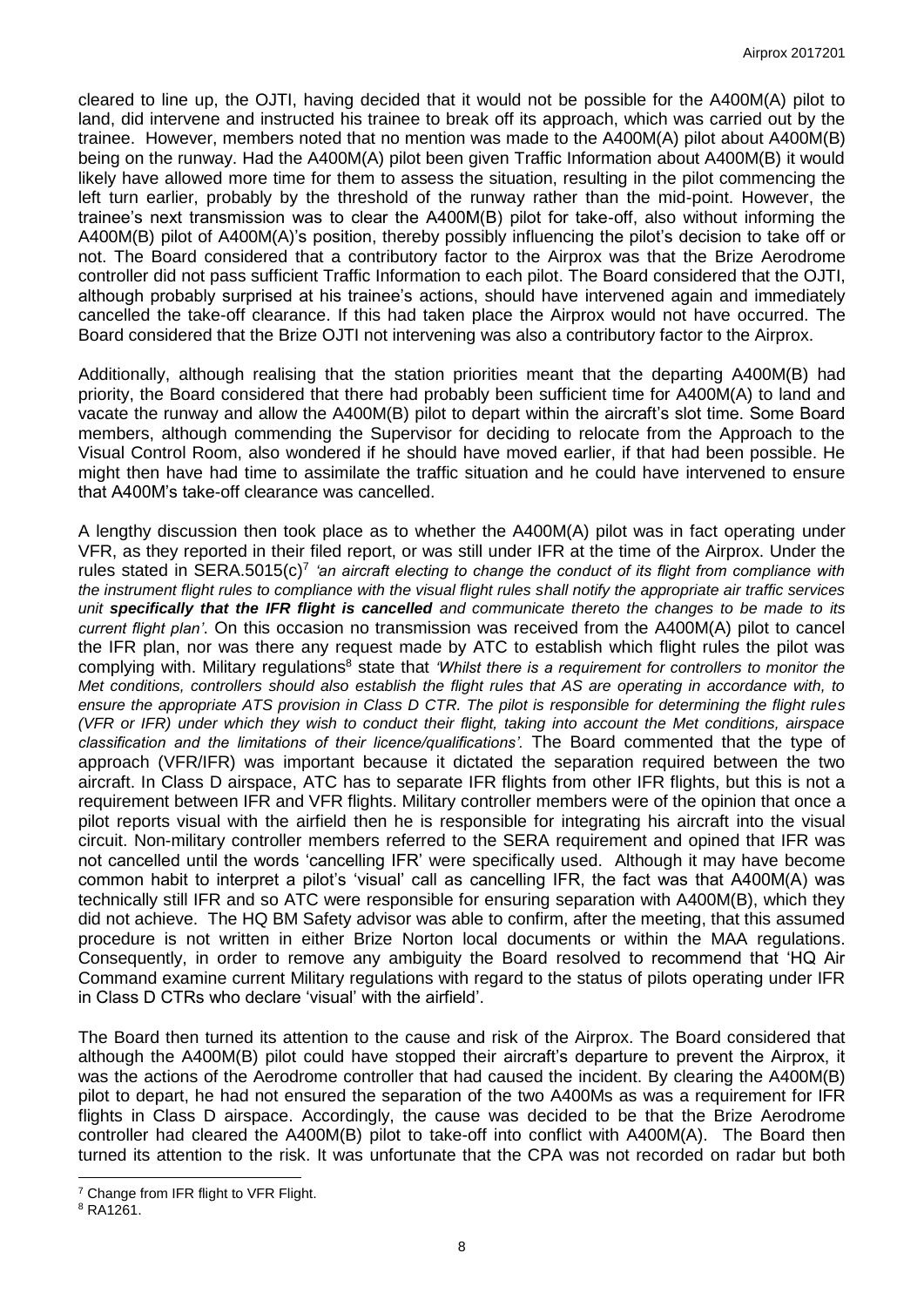cleared to line up, the OJTI, having decided that it would not be possible for the A400M(A) pilot to land, did intervene and instructed his trainee to break off its approach, which was carried out by the trainee. However, members noted that no mention was made to the A400M(A) pilot about A400M(B) being on the runway. Had the A400M(A) pilot been given Traffic Information about A400M(B) it would likely have allowed more time for them to assess the situation, resulting in the pilot commencing the left turn earlier, probably by the threshold of the runway rather than the mid-point. However, the trainee's next transmission was to clear the A400M(B) pilot for take-off, also without informing the A400M(B) pilot of A400M(A)'s position, thereby possibly influencing the pilot's decision to take off or not. The Board considered that a contributory factor to the Airprox was that the Brize Aerodrome controller did not pass sufficient Traffic Information to each pilot. The Board considered that the OJTI, although probably surprised at his trainee's actions, should have intervened again and immediately cancelled the take-off clearance. If this had taken place the Airprox would not have occurred. The Board considered that the Brize OJTI not intervening was also a contributory factor to the Airprox.

Additionally, although realising that the station priorities meant that the departing A400M(B) had priority, the Board considered that there had probably been sufficient time for A400M(A) to land and vacate the runway and allow the A400M(B) pilot to depart within the aircraft's slot time. Some Board members, although commending the Supervisor for deciding to relocate from the Approach to the Visual Control Room, also wondered if he should have moved earlier, if that had been possible. He might then have had time to assimilate the traffic situation and he could have intervened to ensure that A400M's take-off clearance was cancelled.

A lengthy discussion then took place as to whether the A400M(A) pilot was in fact operating under VFR, as they reported in their filed report, or was still under IFR at the time of the Airprox. Under the rules stated in SERA.5015(c)[7] *'an aircraft electing to change the conduct of its flight from compliance with the instrument flight rules to compliance with the visual flight rules shall notify the appropriate air traffic services unit **specifically that the IFR flight is cancelled** and communicate thereto the changes to be made to its current flight plan'*. On this occasion no transmission was received from the A400M(A) pilot to cancel the IFR plan, nor was there any request made by ATC to establish which flight rules the pilot was complying with. Military regulations[8] state that *'Whilst there is a requirement for controllers to monitor the Met conditions, controllers should also establish the flight rules that AS are operating in accordance with, to ensure the appropriate ATS provision in Class D CTR. The pilot is responsible for determining the flight rules (VFR or IFR) under which they wish to conduct their flight, taking into account the Met conditions, airspace classification and the limitations of their licence/qualifications'.* The Board commented that the type of approach (VFR/IFR) was important because it dictated the separation required between the two aircraft. In Class D airspace, ATC has to separate IFR flights from other IFR flights, but this is not a requirement between IFR and VFR flights. Military controller members were of the opinion that once a pilot reports visual with the airfield then he is responsible for integrating his aircraft into the visual circuit. Non-military controller members referred to the SERA requirement and opined that IFR was not cancelled until the words 'cancelling IFR' were specifically used. Although it may have become common habit to interpret a pilot's 'visual' call as cancelling IFR, the fact was that A400M(A) was technically still IFR and so ATC were responsible for ensuring separation with A400M(B), which they did not achieve. The HQ BM Safety advisor was able to confirm, after the meeting, that this assumed procedure is not written in either Brize Norton local documents or within the MAA regulations. Consequently, in order to remove any ambiguity the Board resolved to recommend that 'HQ Air Command examine current Military regulations with regard to the status of pilots operating under IFR in Class D CTRs who declare 'visual' with the airfield'.

The Board then turned its attention to the cause and risk of the Airprox. The Board considered that although the A400M(B) pilot could have stopped their aircraft's departure to prevent the Airprox, it was the actions of the Aerodrome controller that had caused the incident. By clearing the A400M(B) pilot to depart, he had not ensured the separation of the two A400Ms as was a requirement for IFR flights in Class D airspace. Accordingly, the cause was decided to be that the Brize Aerodrome controller had cleared the A400M(B) pilot to take-off into conflict with A400M(A). The Board then turned its attention to the risk. It was unfortunate that the CPA was not recorded on radar but both

---

[7] Change from IFR flight to VFR Flight.

[8] RA1261.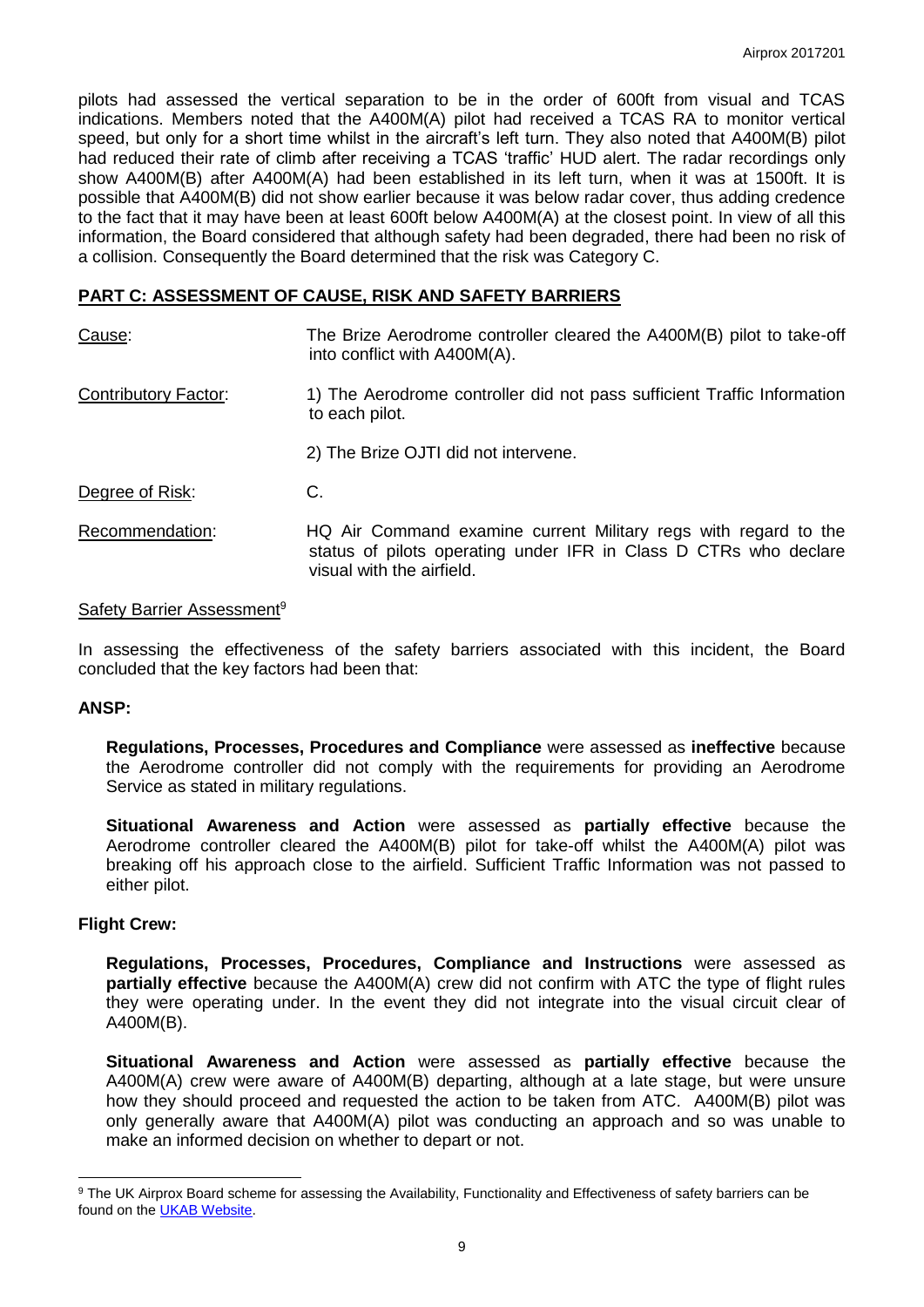pilots had assessed the vertical separation to be in the order of 600ft from visual and TCAS indications. Members noted that the A400M(A) pilot had received a TCAS RA to monitor vertical speed, but only for a short time whilst in the aircraft's left turn. They also noted that A400M(B) pilot had reduced their rate of climb after receiving a TCAS 'traffic' HUD alert. The radar recordings only show A400M(B) after A400M(A) had been established in its left turn, when it was at 1500ft. It is possible that A400M(B) did not show earlier because it was below radar cover, thus adding credence to the fact that it may have been at least 600ft below A400M(A) at the closest point. In view of all this information, the Board considered that although safety had been degraded, there had been no risk of a collision. Consequently the Board determined that the risk was Category C.

## PART C: ASSESSMENT OF CAUSE, RISK AND SAFETY BARRIERS

Cause: The Brize Aerodrome controller cleared the A400M(B) pilot to take-off into conflict with A400M(A).

Contributory Factor: 1) The Aerodrome controller did not pass sufficient Traffic Information to each pilot.

2) The Brize OJTI did not intervene.

Degree of Risk: C.

Recommendation: HQ Air Command examine current Military regs with regard to the status of pilots operating under IFR in Class D CTRs who declare visual with the airfield.

Safety Barrier Assessment[9]

In assessing the effectiveness of the safety barriers associated with this incident, the Board concluded that the key factors had been that:

**ANSP:**

**Regulations, Processes, Procedures and Compliance** were assessed as **ineffective** because the Aerodrome controller did not comply with the requirements for providing an Aerodrome Service as stated in military regulations.

**Situational Awareness and Action** were assessed as **partially effective** because the Aerodrome controller cleared the A400M(B) pilot for take-off whilst the A400M(A) pilot was breaking off his approach close to the airfield. Sufficient Traffic Information was not passed to either pilot.

**Flight Crew:**

**Regulations, Processes, Procedures, Compliance and Instructions** were assessed as **partially effective** because the A400M(A) crew did not confirm with ATC the type of flight rules they were operating under. In the event they did not integrate into the visual circuit clear of A400M(B).

**Situational Awareness and Action** were assessed as **partially effective** because the A400M(A) crew were aware of A400M(B) departing, although at a late stage, but were unsure how they should proceed and requested the action to be taken from ATC. A400M(B) pilot was only generally aware that A400M(A) pilot was conducting an approach and so was unable to make an informed decision on whether to depart or not.

[9] The UK Airprox Board scheme for assessing the Availability, Functionality and Effectiveness of safety barriers can be found on the UKAB Website.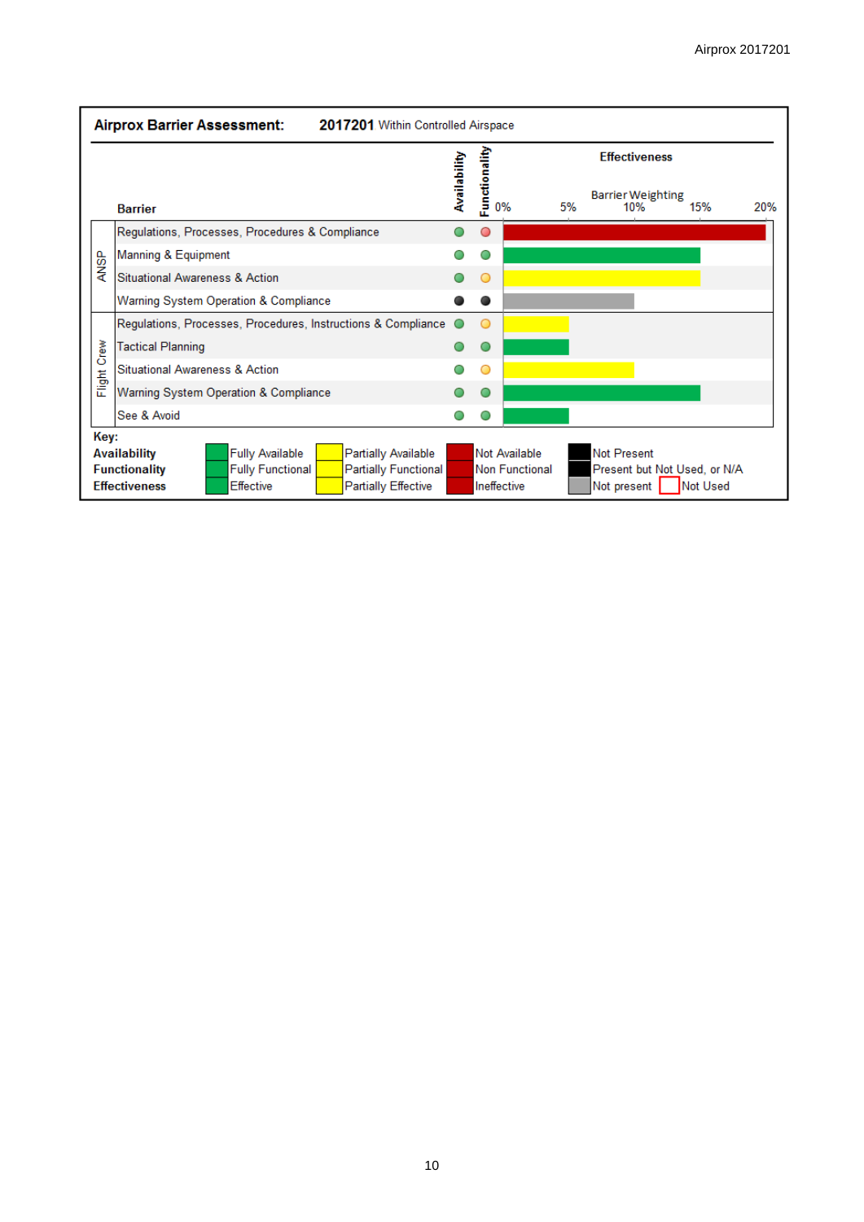**Airprox Barrier Assessment:** **2017201** Within Controlled Airspace

Barrier

Availability

Functionality

Effectiveness

Barrier Weighting

0%

5%

10%

15%

20%

ANSP

Regulations, Processes, Procedures & Compliance

Manning & Equipment

Situational Awareness & Action

Warning System Operation & Compliance

Flight Crew

Regulations, Processes, Procedures, Instructions & Compliance

Tactical Planning

Situational Awareness & Action

Warning System Operation & Compliance

See & Avoid

**Key:**

**Availability** Fully Available, Partially Available, Not Available, Not Present

**Functionality** Fully Functional, Partially Functional, Non Functional, Present but Not Used, or N/A

**Effectiveness** Effective, Partially Effective, Ineffective, Not present, Not Used